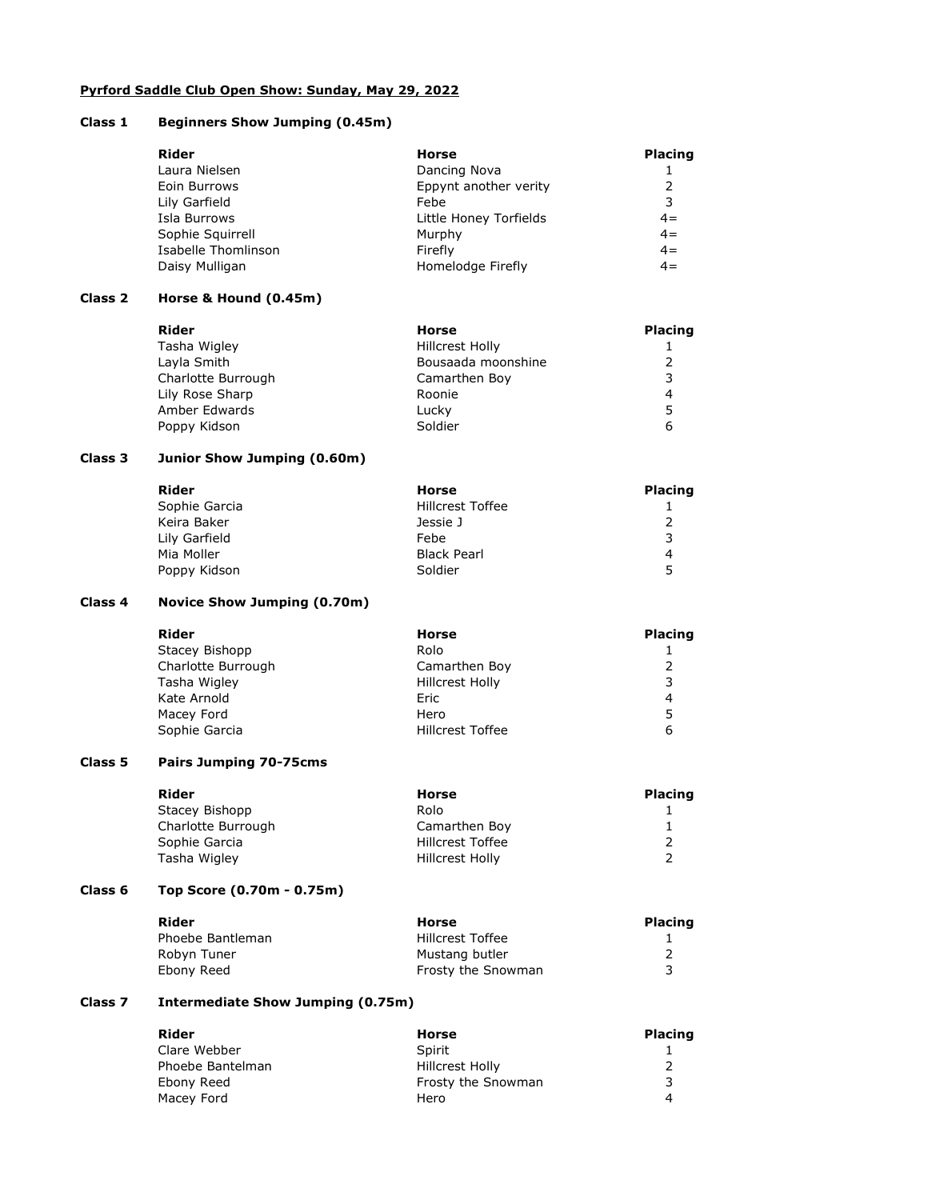**Pyrford Saddle Club Open Show: Sunday, May 29, 2022**

### Class 1 Beginners Show Jumping (0.45m)

| Rider | Horse | Placing |
|---|---|---|
| Laura Nielsen | Dancing Nova | 1 |
| Eoin Burrows | Eppynt another verity | 2 |
| Lily Garfield | Febe | 3 |
| Isla Burrows | Little Honey Torfields | 4= |
| Sophie Squirrell | Murphy | 4= |
| Isabelle Thomlinson | Firefly | 4= |
| Daisy Mulligan | Homelodge Firefly | 4= |

### Class 2 Horse & Hound (0.45m)

| Rider | Horse | Placing |
|---|---|---|
| Tasha Wigley | Hillcrest Holly | 1 |
| Layla Smith | Bousaada moonshine | 2 |
| Charlotte Burrough | Camarthen Boy | 3 |
| Lily Rose Sharp | Roonie | 4 |
| Amber Edwards | Lucky | 5 |
| Poppy Kidson | Soldier | 6 |

### Class 3 Junior Show Jumping (0.60m)

| Rider | Horse | Placing |
|---|---|---|
| Sophie Garcia | Hillcrest Toffee | 1 |
| Keira Baker | Jessie J | 2 |
| Lily Garfield | Febe | 3 |
| Mia Moller | Black Pearl | 4 |
| Poppy Kidson | Soldier | 5 |

### Class 4 Novice Show Jumping (0.70m)

| Rider | Horse | Placing |
|---|---|---|
| Stacey Bishopp | Rolo | 1 |
| Charlotte Burrough | Camarthen Boy | 2 |
| Tasha Wigley | Hillcrest Holly | 3 |
| Kate Arnold | Eric | 4 |
| Macey Ford | Hero | 5 |
| Sophie Garcia | Hillcrest Toffee | 6 |

### Class 5 Pairs Jumping 70-75cms

| Rider | Horse | Placing |
|---|---|---|
| Stacey Bishopp | Rolo | 1 |
| Charlotte Burrough | Camarthen Boy | 1 |
| Sophie Garcia | Hillcrest Toffee | 2 |
| Tasha Wigley | Hillcrest Holly | 2 |

### Class 6 Top Score (0.70m - 0.75m)

| Rider | Horse | Placing |
|---|---|---|
| Phoebe Bantleman | Hillcrest Toffee | 1 |
| Robyn Tuner | Mustang butler | 2 |
| Ebony Reed | Frosty the Snowman | 3 |

### Class 7 Intermediate Show Jumping (0.75m)

| Rider | Horse | Placing |
|---|---|---|
| Clare Webber | Spirit | 1 |
| Phoebe Bantelman | Hillcrest Holly | 2 |
| Ebony Reed | Frosty the Snowman | 3 |
| Macey Ford | Hero | 4 |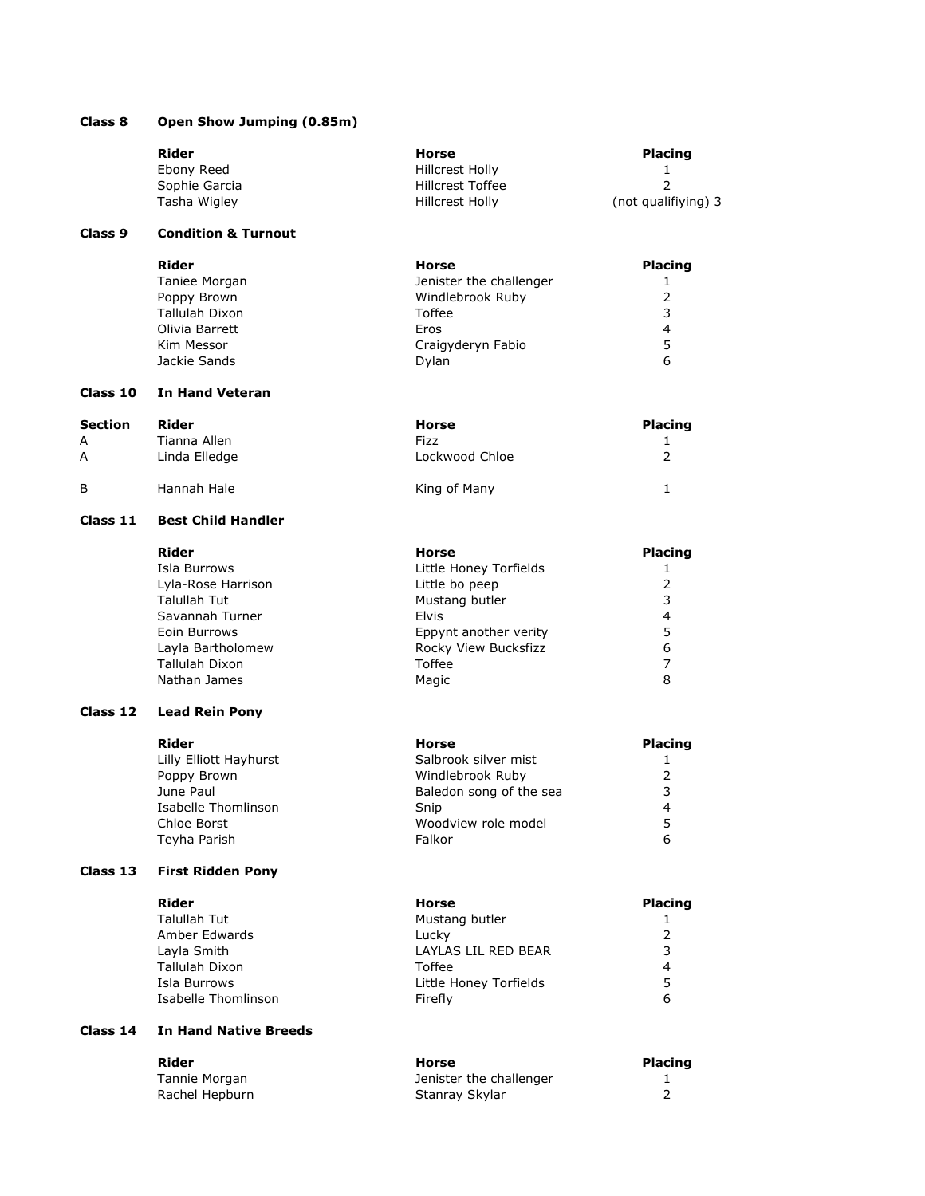## Class 8 Open Show Jumping (0.85m)

| Rider | Horse | Placing |
|---|---|---|
| Ebony Reed | Hillcrest Holly | 1 |
| Sophie Garcia | Hillcrest Toffee | 2 |
| Tasha Wigley | Hillcrest Holly | (not qualifiying) 3 |

## Class 9 Condition & Turnout

| Rider | Horse | Placing |
|---|---|---|
| Taniee Morgan | Jenister the challenger | 1 |
| Poppy Brown | Windlebrook Ruby | 2 |
| Tallulah Dixon | Toffee | 3 |
| Olivia Barrett | Eros | 4 |
| Kim Messor | Craigyderyn Fabio | 5 |
| Jackie Sands | Dylan | 6 |

## Class 10 In Hand Veteran

| Section | Rider | Horse | Placing |
|---|---|---|---|
| A | Tianna Allen | Fizz | 1 |
| A | Linda Elledge | Lockwood Chloe | 2 |
| B | Hannah Hale | King of Many | 1 |

## Class 11 Best Child Handler

| Rider | Horse | Placing |
|---|---|---|
| Isla Burrows | Little Honey Torfields | 1 |
| Lyla-Rose Harrison | Little bo peep | 2 |
| Talullah Tut | Mustang butler | 3 |
| Savannah Turner | Elvis | 4 |
| Eoin Burrows | Eppynt another verity | 5 |
| Layla Bartholomew | Rocky View Bucksfizz | 6 |
| Tallulah Dixon | Toffee | 7 |
| Nathan James | Magic | 8 |

## Class 12 Lead Rein Pony

| Rider | Horse | Placing |
|---|---|---|
| Lilly Elliott Hayhurst | Salbrook silver mist | 1 |
| Poppy Brown | Windlebrook Ruby | 2 |
| June Paul | Baledon song of the sea | 3 |
| Isabelle Thomlinson | Snip | 4 |
| Chloe Borst | Woodview role model | 5 |
| Teyha Parish | Falkor | 6 |

## Class 13 First Ridden Pony

| Rider | Horse | Placing |
|---|---|---|
| Talullah Tut | Mustang butler | 1 |
| Amber Edwards | Lucky | 2 |
| Layla Smith | LAYLAS LIL RED BEAR | 3 |
| Tallulah Dixon | Toffee | 4 |
| Isla Burrows | Little Honey Torfields | 5 |
| Isabelle Thomlinson | Firefly | 6 |

## Class 14 In Hand Native Breeds

| Rider | Horse | Placing |
|---|---|---|
| Tannie Morgan | Jenister the challenger | 1 |
| Rachel Hepburn | Stanray Skylar | 2 |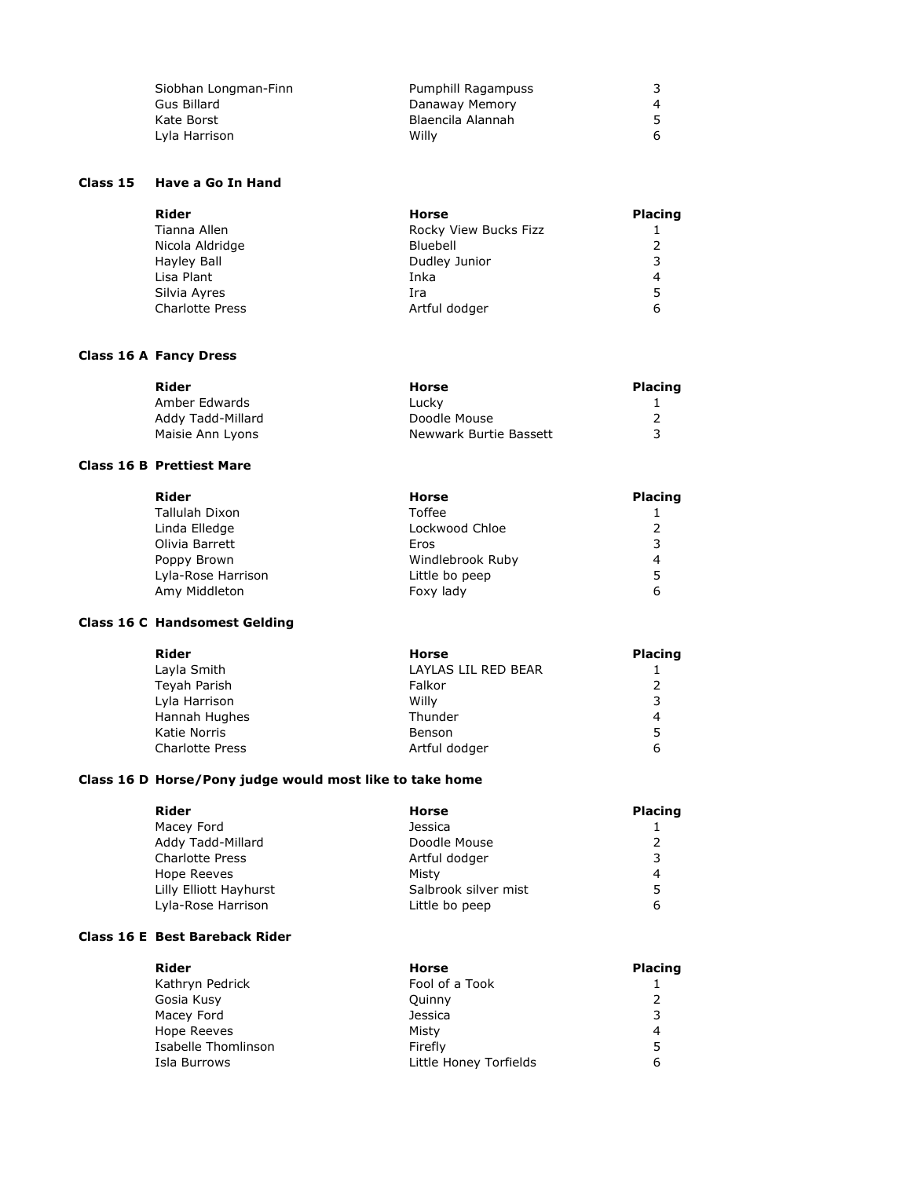| Rider | Horse | Placing |
| --- | --- | --- |
| Siobhan Longman-Finn | Pumphill Ragampuss | 3 |
| Gus Billard | Danaway Memory | 4 |
| Kate Borst | Blaencila Alannah | 5 |
| Lyla Harrison | Willy | 6 |

### Class 15 Have a Go In Hand

| Rider | Horse | Placing |
| --- | --- | --- |
| Tianna Allen | Rocky View Bucks Fizz | 1 |
| Nicola Aldridge | Bluebell | 2 |
| Hayley Ball | Dudley Junior | 3 |
| Lisa Plant | Inka | 4 |
| Silvia Ayres | Ira | 5 |
| Charlotte Press | Artful dodger | 6 |

### Class 16 A Fancy Dress

| Rider | Horse | Placing |
| --- | --- | --- |
| Amber Edwards | Lucky | 1 |
| Addy Tadd-Millard | Doodle Mouse | 2 |
| Maisie Ann Lyons | Newwark Burtie Bassett | 3 |

### Class 16 B Prettiest Mare

| Rider | Horse | Placing |
| --- | --- | --- |
| Tallulah Dixon | Toffee | 1 |
| Linda Elledge | Lockwood Chloe | 2 |
| Olivia Barrett | Eros | 3 |
| Poppy Brown | Windlebrook Ruby | 4 |
| Lyla-Rose Harrison | Little bo peep | 5 |
| Amy Middleton | Foxy lady | 6 |

### Class 16 C Handsomest Gelding

| Rider | Horse | Placing |
| --- | --- | --- |
| Layla Smith | LAYLAS LIL RED BEAR | 1 |
| Teyah Parish | Falkor | 2 |
| Lyla Harrison | Willy | 3 |
| Hannah Hughes | Thunder | 4 |
| Katie Norris | Benson | 5 |
| Charlotte Press | Artful dodger | 6 |

### Class 16 D Horse/Pony judge would most like to take home

| Rider | Horse | Placing |
| --- | --- | --- |
| Macey Ford | Jessica | 1 |
| Addy Tadd-Millard | Doodle Mouse | 2 |
| Charlotte Press | Artful dodger | 3 |
| Hope Reeves | Misty | 4 |
| Lilly Elliott Hayhurst | Salbrook silver mist | 5 |
| Lyla-Rose Harrison | Little bo peep | 6 |

### Class 16 E Best Bareback Rider

| Rider | Horse | Placing |
| --- | --- | --- |
| Kathryn Pedrick | Fool of a Took | 1 |
| Gosia Kusy | Quinny | 2 |
| Macey Ford | Jessica | 3 |
| Hope Reeves | Misty | 4 |
| Isabelle Thomlinson | Firefly | 5 |
| Isla Burrows | Little Honey Torfields | 6 |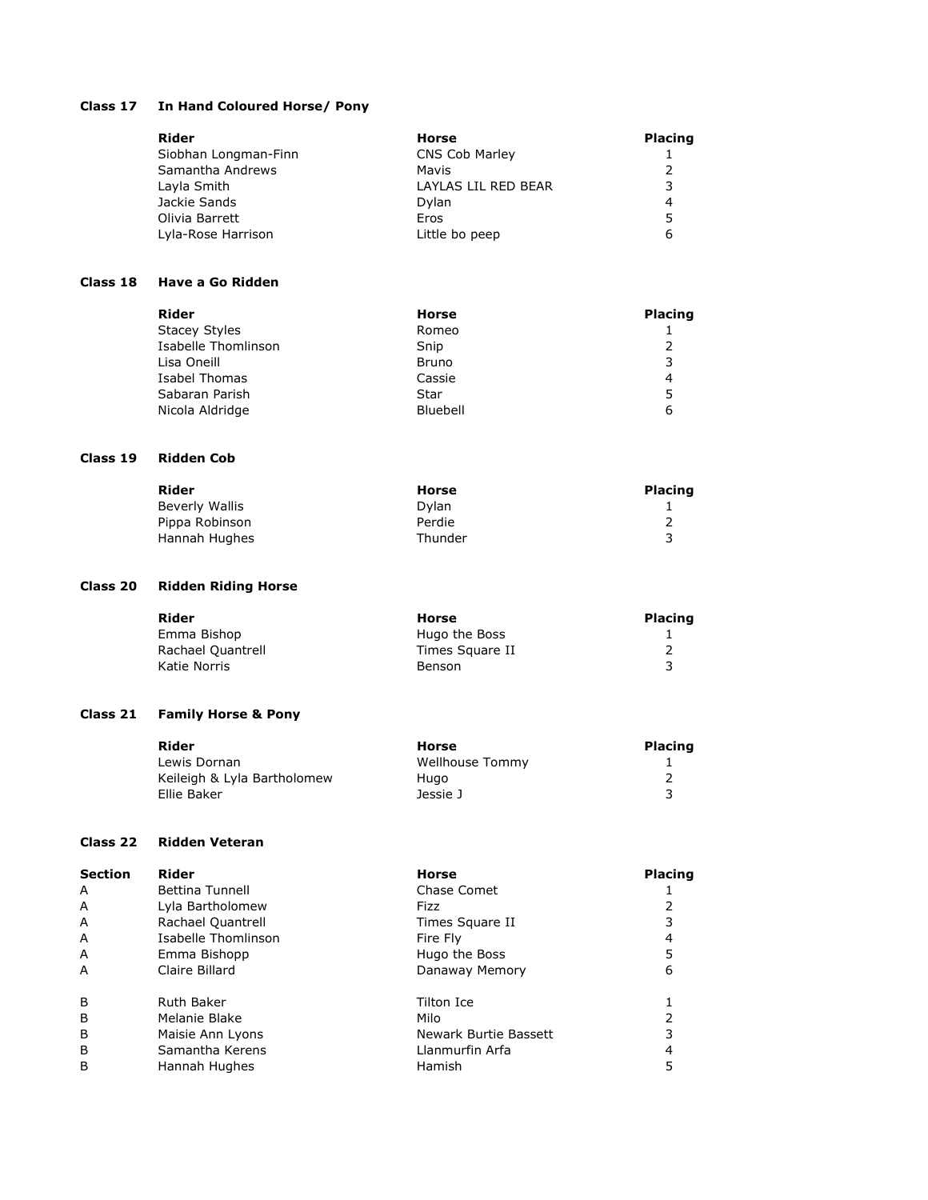### Class 17 In Hand Coloured Horse/ Pony

| Rider | Horse | Placing |
| --- | --- | --- |
| Siobhan Longman-Finn | CNS Cob Marley | 1 |
| Samantha Andrews | Mavis | 2 |
| Layla Smith | LAYLAS LIL RED BEAR | 3 |
| Jackie Sands | Dylan | 4 |
| Olivia Barrett | Eros | 5 |
| Lyla-Rose Harrison | Little bo peep | 6 |

### Class 18 Have a Go Ridden

| Rider | Horse | Placing |
| --- | --- | --- |
| Stacey Styles | Romeo | 1 |
| Isabelle Thomlinson | Snip | 2 |
| Lisa Oneill | Bruno | 3 |
| Isabel Thomas | Cassie | 4 |
| Sabaran Parish | Star | 5 |
| Nicola Aldridge | Bluebell | 6 |

### Class 19 Ridden Cob

| Rider | Horse | Placing |
| --- | --- | --- |
| Beverly Wallis | Dylan | 1 |
| Pippa Robinson | Perdie | 2 |
| Hannah Hughes | Thunder | 3 |

### Class 20 Ridden Riding Horse

| Rider | Horse | Placing |
| --- | --- | --- |
| Emma Bishop | Hugo the Boss | 1 |
| Rachael Quantrell | Times Square II | 2 |
| Katie Norris | Benson | 3 |

### Class 21 Family Horse & Pony

| Rider | Horse | Placing |
| --- | --- | --- |
| Lewis Dornan | Wellhouse Tommy | 1 |
| Keileigh & Lyla Bartholomew | Hugo | 2 |
| Ellie Baker | Jessie J | 3 |

### Class 22 Ridden Veteran

| Section | Rider | Horse | Placing |
| --- | --- | --- | --- |
| A | Bettina Tunnell | Chase Comet | 1 |
| A | Lyla Bartholomew | Fizz | 2 |
| A | Rachael Quantrell | Times Square II | 3 |
| A | Isabelle Thomlinson | Fire Fly | 4 |
| A | Emma Bishopp | Hugo the Boss | 5 |
| A | Claire Billard | Danaway Memory | 6 |
| B | Ruth Baker | Tilton Ice | 1 |
| B | Melanie Blake | Milo | 2 |
| B | Maisie Ann Lyons | Newark Burtie Bassett | 3 |
| B | Samantha Kerens | Llanmurfin Arfa | 4 |
| B | Hannah Hughes | Hamish | 5 |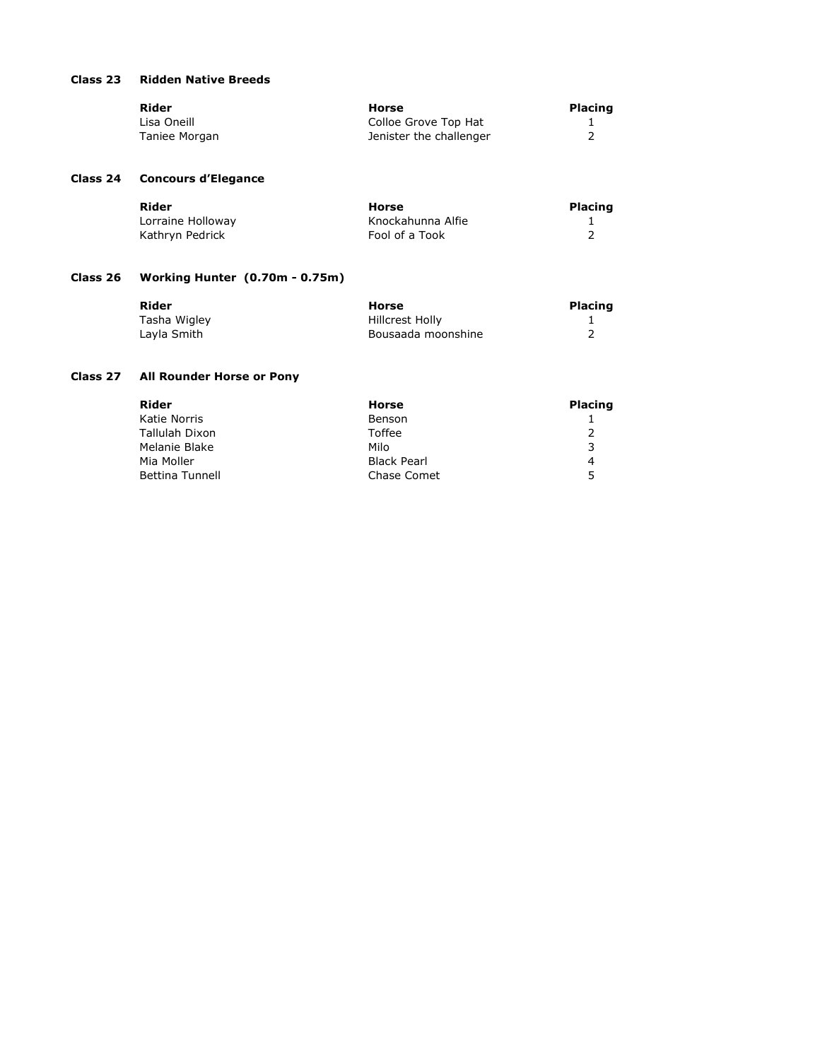### Class 23 Ridden Native Breeds

| Rider | Horse | Placing |
|---|---|---|
| Lisa Oneill | Colloe Grove Top Hat | 1 |
| Taniee Morgan | Jenister the challenger | 2 |

### Class 24 Concours d'Elegance

| Rider | Horse | Placing |
|---|---|---|
| Lorraine Holloway | Knockahunna Alfie | 1 |
| Kathryn Pedrick | Fool of a Took | 2 |

### Class 26 Working Hunter (0.70m - 0.75m)

| Rider | Horse | Placing |
|---|---|---|
| Tasha Wigley | Hillcrest Holly | 1 |
| Layla Smith | Bousaada moonshine | 2 |

### Class 27 All Rounder Horse or Pony

| Rider | Horse | Placing |
|---|---|---|
| Katie Norris | Benson | 1 |
| Tallulah Dixon | Toffee | 2 |
| Melanie Blake | Milo | 3 |
| Mia Moller | Black Pearl | 4 |
| Bettina Tunnell | Chase Comet | 5 |